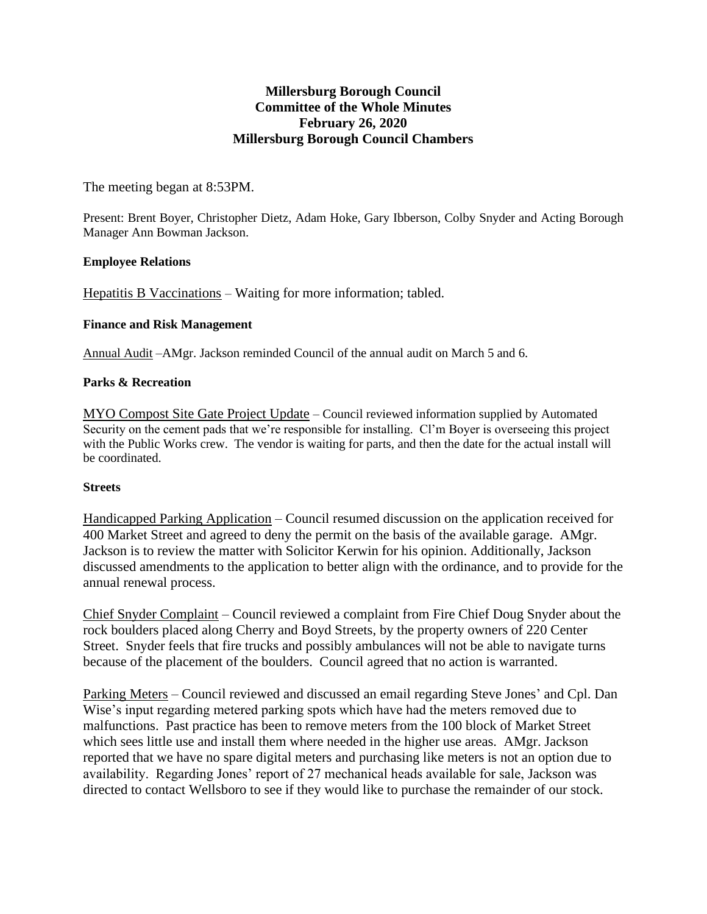# Millersburg Borough Council
## Committee of the Whole Minutes
## February 26, 2020
## Millersburg Borough Council Chambers

The meeting began at 8:53PM.

Present: Brent Boyer, Christopher Dietz, Adam Hoke, Gary Ibberson, Colby Snyder and Acting Borough Manager Ann Bowman Jackson.

**Employee Relations**

Hepatitis B Vaccinations – Waiting for more information; tabled.

**Finance and Risk Management**

Annual Audit –AMgr. Jackson reminded Council of the annual audit on March 5 and 6.

**Parks & Recreation**

MYO Compost Site Gate Project Update – Council reviewed information supplied by Automated Security on the cement pads that we're responsible for installing. Cl'm Boyer is overseeing this project with the Public Works crew. The vendor is waiting for parts, and then the date for the actual install will be coordinated.

**Streets**

Handicapped Parking Application – Council resumed discussion on the application received for 400 Market Street and agreed to deny the permit on the basis of the available garage. AMgr. Jackson is to review the matter with Solicitor Kerwin for his opinion. Additionally, Jackson discussed amendments to the application to better align with the ordinance, and to provide for the annual renewal process.

Chief Snyder Complaint – Council reviewed a complaint from Fire Chief Doug Snyder about the rock boulders placed along Cherry and Boyd Streets, by the property owners of 220 Center Street. Snyder feels that fire trucks and possibly ambulances will not be able to navigate turns because of the placement of the boulders. Council agreed that no action is warranted.

Parking Meters – Council reviewed and discussed an email regarding Steve Jones' and Cpl. Dan Wise's input regarding metered parking spots which have had the meters removed due to malfunctions. Past practice has been to remove meters from the 100 block of Market Street which sees little use and install them where needed in the higher use areas. AMgr. Jackson reported that we have no spare digital meters and purchasing like meters is not an option due to availability. Regarding Jones' report of 27 mechanical heads available for sale, Jackson was directed to contact Wellsboro to see if they would like to purchase the remainder of our stock.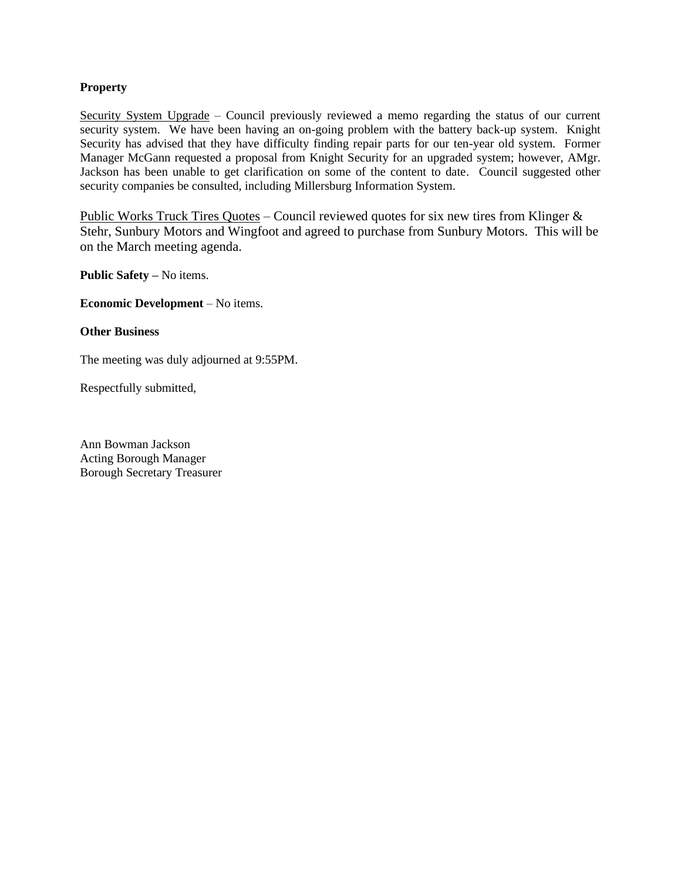**Property**

Security System Upgrade – Council previously reviewed a memo regarding the status of our current security system. We have been having an on-going problem with the battery back-up system. Knight Security has advised that they have difficulty finding repair parts for our ten-year old system. Former Manager McGann requested a proposal from Knight Security for an upgraded system; however, AMgr. Jackson has been unable to get clarification on some of the content to date. Council suggested other security companies be consulted, including Millersburg Information System.

Public Works Truck Tires Quotes – Council reviewed quotes for six new tires from Klinger & Stehr, Sunbury Motors and Wingfoot and agreed to purchase from Sunbury Motors. This will be on the March meeting agenda.

**Public Safety –** No items.

**Economic Development** – No items.

**Other Business**

The meeting was duly adjourned at 9:55PM.

Respectfully submitted,

Ann Bowman Jackson
Acting Borough Manager
Borough Secretary Treasurer